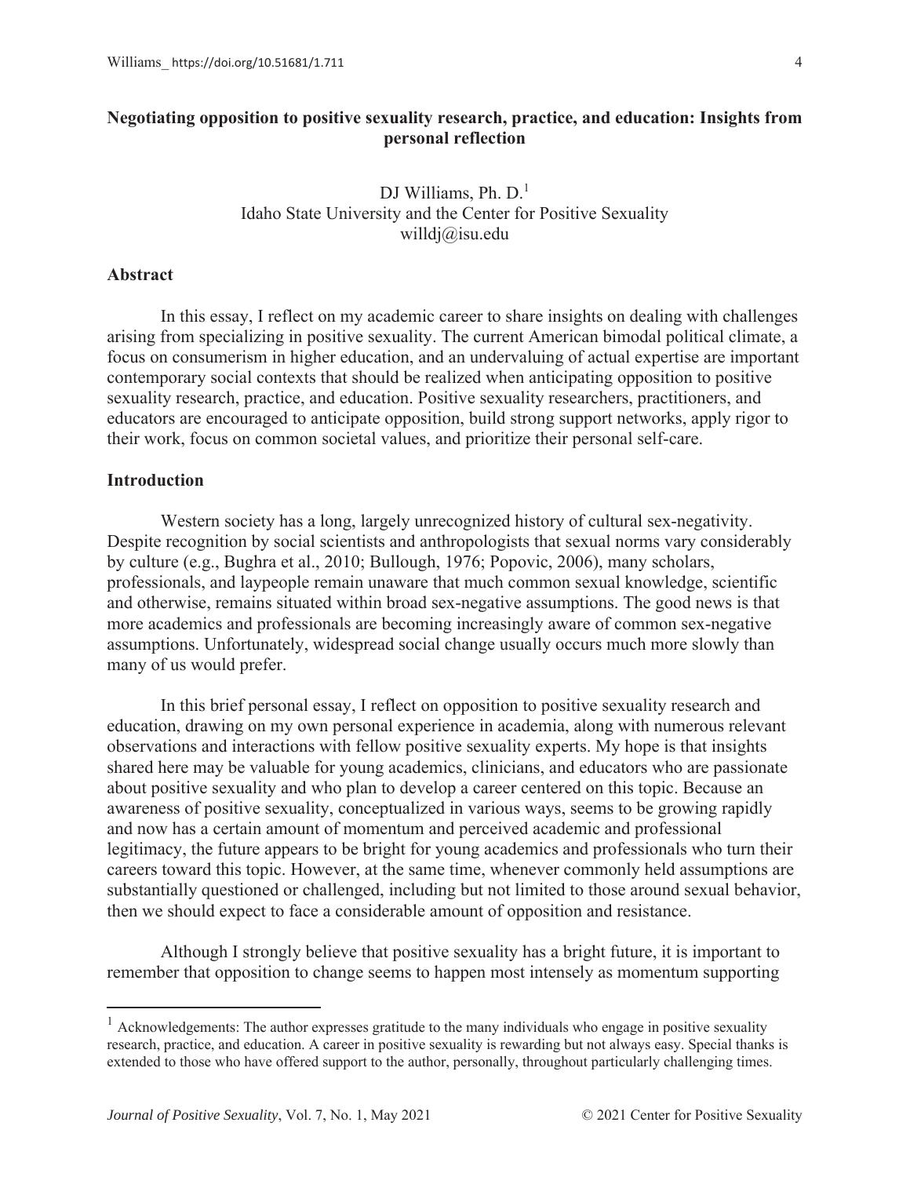# Negotiating opposition to positive sexuality research, practice, and education: Insights from personal reflection

DJ Williams, Ph. D.[1]
Idaho State University and the Center for Positive Sexuality
willdj@isu.edu

## Abstract

In this essay, I reflect on my academic career to share insights on dealing with challenges arising from specializing in positive sexuality. The current American bimodal political climate, a focus on consumerism in higher education, and an undervaluing of actual expertise are important contemporary social contexts that should be realized when anticipating opposition to positive sexuality research, practice, and education. Positive sexuality researchers, practitioners, and educators are encouraged to anticipate opposition, build strong support networks, apply rigor to their work, focus on common societal values, and prioritize their personal self-care.

## Introduction

Western society has a long, largely unrecognized history of cultural sex-negativity. Despite recognition by social scientists and anthropologists that sexual norms vary considerably by culture (e.g., Bughra et al., 2010; Bullough, 1976; Popovic, 2006), many scholars, professionals, and laypeople remain unaware that much common sexual knowledge, scientific and otherwise, remains situated within broad sex-negative assumptions. The good news is that more academics and professionals are becoming increasingly aware of common sex-negative assumptions. Unfortunately, widespread social change usually occurs much more slowly than many of us would prefer.

In this brief personal essay, I reflect on opposition to positive sexuality research and education, drawing on my own personal experience in academia, along with numerous relevant observations and interactions with fellow positive sexuality experts. My hope is that insights shared here may be valuable for young academics, clinicians, and educators who are passionate about positive sexuality and who plan to develop a career centered on this topic. Because an awareness of positive sexuality, conceptualized in various ways, seems to be growing rapidly and now has a certain amount of momentum and perceived academic and professional legitimacy, the future appears to be bright for young academics and professionals who turn their careers toward this topic. However, at the same time, whenever commonly held assumptions are substantially questioned or challenged, including but not limited to those around sexual behavior, then we should expect to face a considerable amount of opposition and resistance.

Although I strongly believe that positive sexuality has a bright future, it is important to remember that opposition to change seems to happen most intensely as momentum supporting

[1] Acknowledgements: The author expresses gratitude to the many individuals who engage in positive sexuality research, practice, and education. A career in positive sexuality is rewarding but not always easy. Special thanks is extended to those who have offered support to the author, personally, throughout particularly challenging times.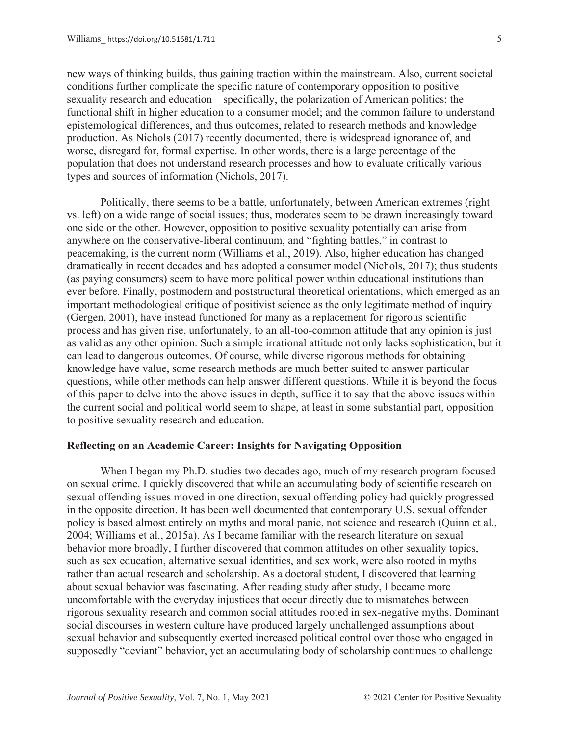new ways of thinking builds, thus gaining traction within the mainstream. Also, current societal conditions further complicate the specific nature of contemporary opposition to positive sexuality research and education—specifically, the polarization of American politics; the functional shift in higher education to a consumer model; and the common failure to understand epistemological differences, and thus outcomes, related to research methods and knowledge production. As Nichols (2017) recently documented, there is widespread ignorance of, and worse, disregard for, formal expertise. In other words, there is a large percentage of the population that does not understand research processes and how to evaluate critically various types and sources of information (Nichols, 2017).

Politically, there seems to be a battle, unfortunately, between American extremes (right vs. left) on a wide range of social issues; thus, moderates seem to be drawn increasingly toward one side or the other. However, opposition to positive sexuality potentially can arise from anywhere on the conservative-liberal continuum, and "fighting battles," in contrast to peacemaking, is the current norm (Williams et al., 2019). Also, higher education has changed dramatically in recent decades and has adopted a consumer model (Nichols, 2017); thus students (as paying consumers) seem to have more political power within educational institutions than ever before. Finally, postmodern and poststructural theoretical orientations, which emerged as an important methodological critique of positivist science as the only legitimate method of inquiry (Gergen, 2001), have instead functioned for many as a replacement for rigorous scientific process and has given rise, unfortunately, to an all-too-common attitude that any opinion is just as valid as any other opinion. Such a simple irrational attitude not only lacks sophistication, but it can lead to dangerous outcomes. Of course, while diverse rigorous methods for obtaining knowledge have value, some research methods are much better suited to answer particular questions, while other methods can help answer different questions. While it is beyond the focus of this paper to delve into the above issues in depth, suffice it to say that the above issues within the current social and political world seem to shape, at least in some substantial part, opposition to positive sexuality research and education.

## Reflecting on an Academic Career: Insights for Navigating Opposition

When I began my Ph.D. studies two decades ago, much of my research program focused on sexual crime. I quickly discovered that while an accumulating body of scientific research on sexual offending issues moved in one direction, sexual offending policy had quickly progressed in the opposite direction. It has been well documented that contemporary U.S. sexual offender policy is based almost entirely on myths and moral panic, not science and research (Quinn et al., 2004; Williams et al., 2015a). As I became familiar with the research literature on sexual behavior more broadly, I further discovered that common attitudes on other sexuality topics, such as sex education, alternative sexual identities, and sex work, were also rooted in myths rather than actual research and scholarship. As a doctoral student, I discovered that learning about sexual behavior was fascinating. After reading study after study, I became more uncomfortable with the everyday injustices that occur directly due to mismatches between rigorous sexuality research and common social attitudes rooted in sex-negative myths. Dominant social discourses in western culture have produced largely unchallenged assumptions about sexual behavior and subsequently exerted increased political control over those who engaged in supposedly "deviant" behavior, yet an accumulating body of scholarship continues to challenge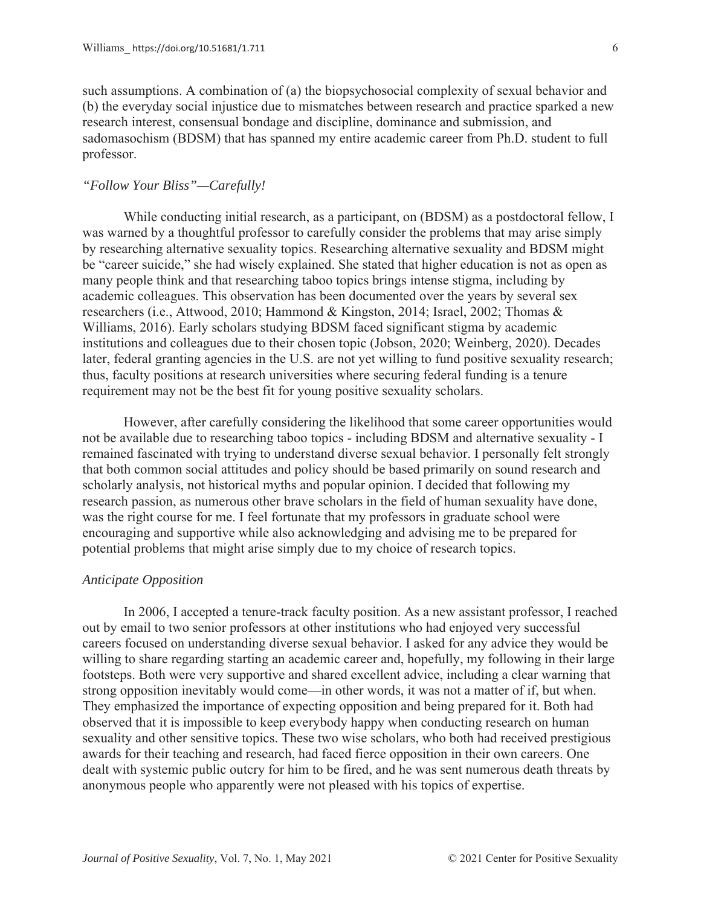such assumptions. A combination of (a) the biopsychosocial complexity of sexual behavior and (b) the everyday social injustice due to mismatches between research and practice sparked a new research interest, consensual bondage and discipline, dominance and submission, and sadomasochism (BDSM) that has spanned my entire academic career from Ph.D. student to full professor.

### *"Follow Your Bliss"—Carefully!*

While conducting initial research, as a participant, on (BDSM) as a postdoctoral fellow, I was warned by a thoughtful professor to carefully consider the problems that may arise simply by researching alternative sexuality topics. Researching alternative sexuality and BDSM might be "career suicide," she had wisely explained. She stated that higher education is not as open as many people think and that researching taboo topics brings intense stigma, including by academic colleagues. This observation has been documented over the years by several sex researchers (i.e., Attwood, 2010; Hammond & Kingston, 2014; Israel, 2002; Thomas & Williams, 2016). Early scholars studying BDSM faced significant stigma by academic institutions and colleagues due to their chosen topic (Jobson, 2020; Weinberg, 2020). Decades later, federal granting agencies in the U.S. are not yet willing to fund positive sexuality research; thus, faculty positions at research universities where securing federal funding is a tenure requirement may not be the best fit for young positive sexuality scholars.

However, after carefully considering the likelihood that some career opportunities would not be available due to researching taboo topics - including BDSM and alternative sexuality - I remained fascinated with trying to understand diverse sexual behavior. I personally felt strongly that both common social attitudes and policy should be based primarily on sound research and scholarly analysis, not historical myths and popular opinion. I decided that following my research passion, as numerous other brave scholars in the field of human sexuality have done, was the right course for me. I feel fortunate that my professors in graduate school were encouraging and supportive while also acknowledging and advising me to be prepared for potential problems that might arise simply due to my choice of research topics.

### *Anticipate Opposition*

In 2006, I accepted a tenure-track faculty position. As a new assistant professor, I reached out by email to two senior professors at other institutions who had enjoyed very successful careers focused on understanding diverse sexual behavior. I asked for any advice they would be willing to share regarding starting an academic career and, hopefully, my following in their large footsteps. Both were very supportive and shared excellent advice, including a clear warning that strong opposition inevitably would come—in other words, it was not a matter of if, but when. They emphasized the importance of expecting opposition and being prepared for it. Both had observed that it is impossible to keep everybody happy when conducting research on human sexuality and other sensitive topics. These two wise scholars, who both had received prestigious awards for their teaching and research, had faced fierce opposition in their own careers. One dealt with systemic public outcry for him to be fired, and he was sent numerous death threats by anonymous people who apparently were not pleased with his topics of expertise.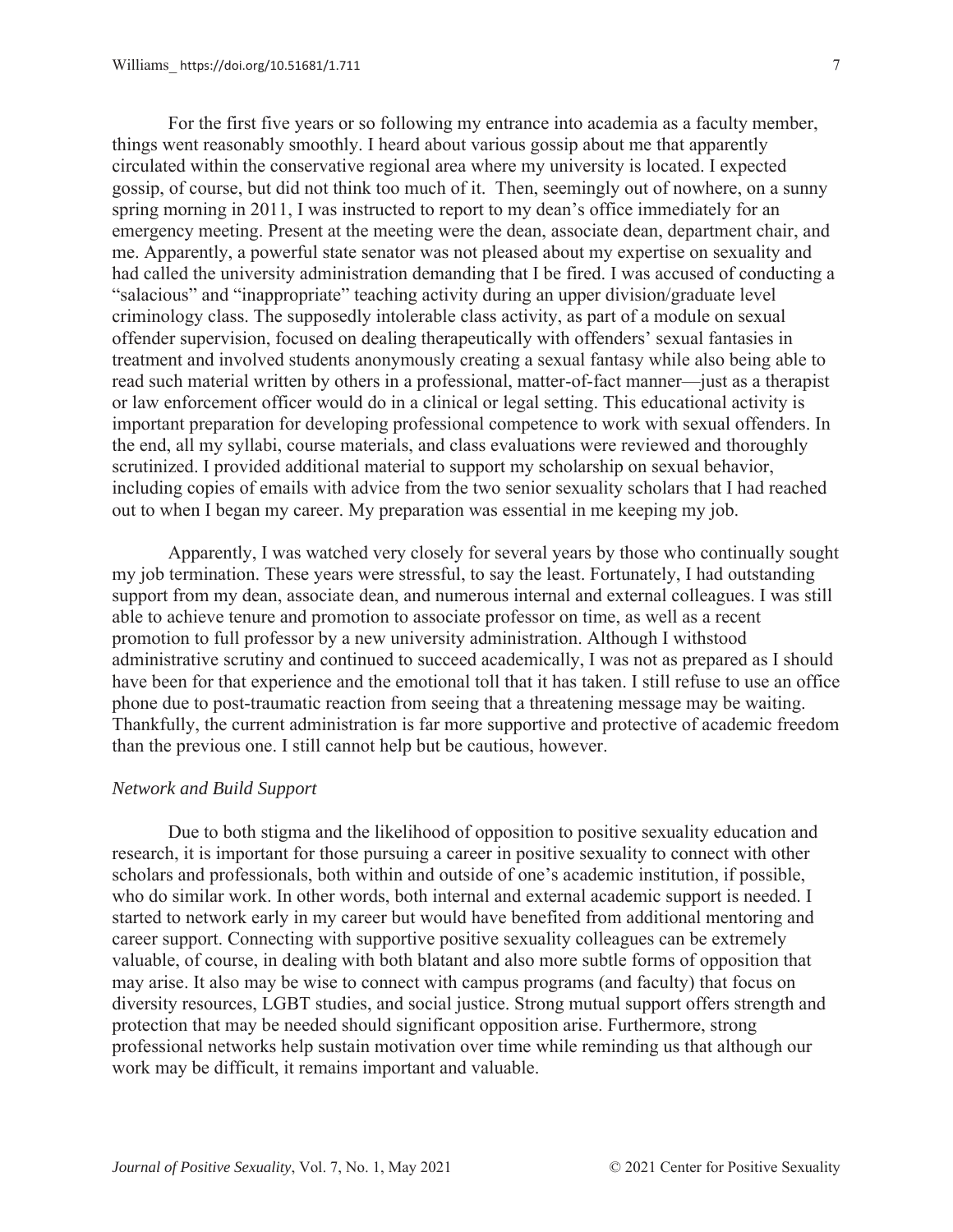For the first five years or so following my entrance into academia as a faculty member, things went reasonably smoothly. I heard about various gossip about me that apparently circulated within the conservative regional area where my university is located. I expected gossip, of course, but did not think too much of it. Then, seemingly out of nowhere, on a sunny spring morning in 2011, I was instructed to report to my dean's office immediately for an emergency meeting. Present at the meeting were the dean, associate dean, department chair, and me. Apparently, a powerful state senator was not pleased about my expertise on sexuality and had called the university administration demanding that I be fired. I was accused of conducting a "salacious" and "inappropriate" teaching activity during an upper division/graduate level criminology class. The supposedly intolerable class activity, as part of a module on sexual offender supervision, focused on dealing therapeutically with offenders' sexual fantasies in treatment and involved students anonymously creating a sexual fantasy while also being able to read such material written by others in a professional, matter-of-fact manner—just as a therapist or law enforcement officer would do in a clinical or legal setting. This educational activity is important preparation for developing professional competence to work with sexual offenders. In the end, all my syllabi, course materials, and class evaluations were reviewed and thoroughly scrutinized. I provided additional material to support my scholarship on sexual behavior, including copies of emails with advice from the two senior sexuality scholars that I had reached out to when I began my career. My preparation was essential in me keeping my job.

Apparently, I was watched very closely for several years by those who continually sought my job termination. These years were stressful, to say the least. Fortunately, I had outstanding support from my dean, associate dean, and numerous internal and external colleagues. I was still able to achieve tenure and promotion to associate professor on time, as well as a recent promotion to full professor by a new university administration. Although I withstood administrative scrutiny and continued to succeed academically, I was not as prepared as I should have been for that experience and the emotional toll that it has taken. I still refuse to use an office phone due to post-traumatic reaction from seeing that a threatening message may be waiting. Thankfully, the current administration is far more supportive and protective of academic freedom than the previous one. I still cannot help but be cautious, however.

### *Network and Build Support*

Due to both stigma and the likelihood of opposition to positive sexuality education and research, it is important for those pursuing a career in positive sexuality to connect with other scholars and professionals, both within and outside of one's academic institution, if possible, who do similar work. In other words, both internal and external academic support is needed. I started to network early in my career but would have benefited from additional mentoring and career support. Connecting with supportive positive sexuality colleagues can be extremely valuable, of course, in dealing with both blatant and also more subtle forms of opposition that may arise. It also may be wise to connect with campus programs (and faculty) that focus on diversity resources, LGBT studies, and social justice. Strong mutual support offers strength and protection that may be needed should significant opposition arise. Furthermore, strong professional networks help sustain motivation over time while reminding us that although our work may be difficult, it remains important and valuable.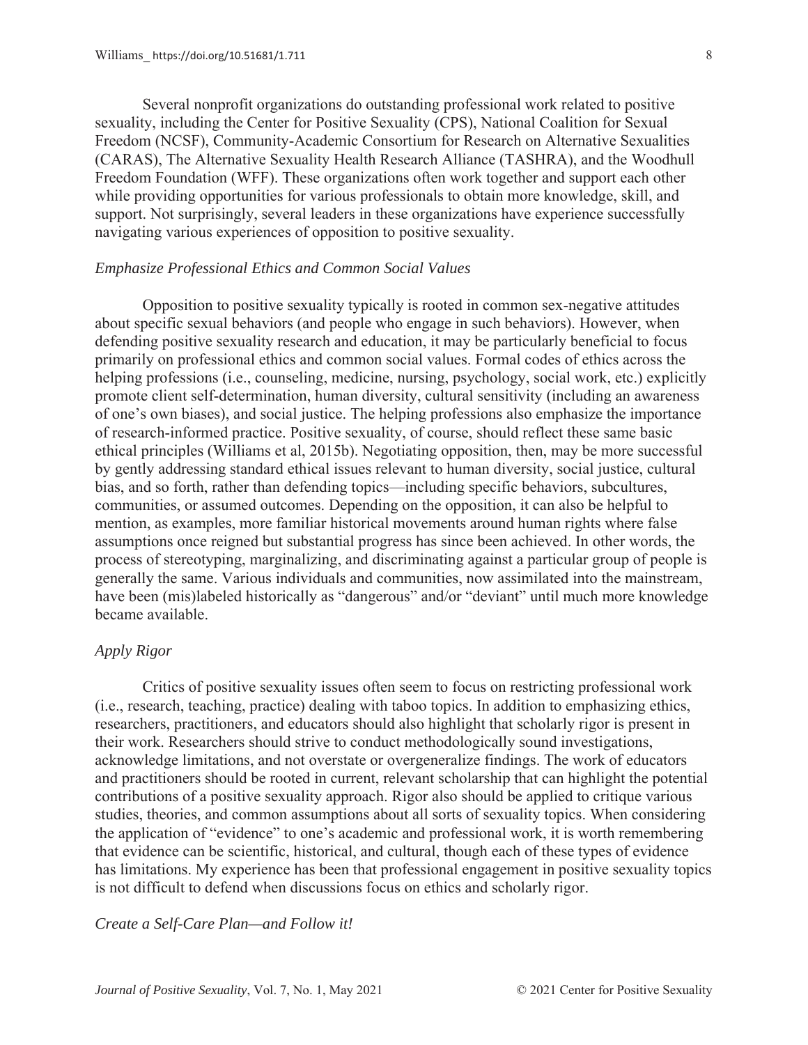Several nonprofit organizations do outstanding professional work related to positive sexuality, including the Center for Positive Sexuality (CPS), National Coalition for Sexual Freedom (NCSF), Community-Academic Consortium for Research on Alternative Sexualities (CARAS), The Alternative Sexuality Health Research Alliance (TASHRA), and the Woodhull Freedom Foundation (WFF). These organizations often work together and support each other while providing opportunities for various professionals to obtain more knowledge, skill, and support. Not surprisingly, several leaders in these organizations have experience successfully navigating various experiences of opposition to positive sexuality.

### *Emphasize Professional Ethics and Common Social Values*

Opposition to positive sexuality typically is rooted in common sex-negative attitudes about specific sexual behaviors (and people who engage in such behaviors). However, when defending positive sexuality research and education, it may be particularly beneficial to focus primarily on professional ethics and common social values. Formal codes of ethics across the helping professions (i.e., counseling, medicine, nursing, psychology, social work, etc.) explicitly promote client self-determination, human diversity, cultural sensitivity (including an awareness of one's own biases), and social justice. The helping professions also emphasize the importance of research-informed practice. Positive sexuality, of course, should reflect these same basic ethical principles (Williams et al, 2015b). Negotiating opposition, then, may be more successful by gently addressing standard ethical issues relevant to human diversity, social justice, cultural bias, and so forth, rather than defending topics—including specific behaviors, subcultures, communities, or assumed outcomes. Depending on the opposition, it can also be helpful to mention, as examples, more familiar historical movements around human rights where false assumptions once reigned but substantial progress has since been achieved. In other words, the process of stereotyping, marginalizing, and discriminating against a particular group of people is generally the same. Various individuals and communities, now assimilated into the mainstream, have been (mis)labeled historically as "dangerous" and/or "deviant" until much more knowledge became available.

### *Apply Rigor*

Critics of positive sexuality issues often seem to focus on restricting professional work (i.e., research, teaching, practice) dealing with taboo topics. In addition to emphasizing ethics, researchers, practitioners, and educators should also highlight that scholarly rigor is present in their work. Researchers should strive to conduct methodologically sound investigations, acknowledge limitations, and not overstate or overgeneralize findings. The work of educators and practitioners should be rooted in current, relevant scholarship that can highlight the potential contributions of a positive sexuality approach. Rigor also should be applied to critique various studies, theories, and common assumptions about all sorts of sexuality topics. When considering the application of "evidence" to one's academic and professional work, it is worth remembering that evidence can be scientific, historical, and cultural, though each of these types of evidence has limitations. My experience has been that professional engagement in positive sexuality topics is not difficult to defend when discussions focus on ethics and scholarly rigor.

### *Create a Self-Care Plan—and Follow it!*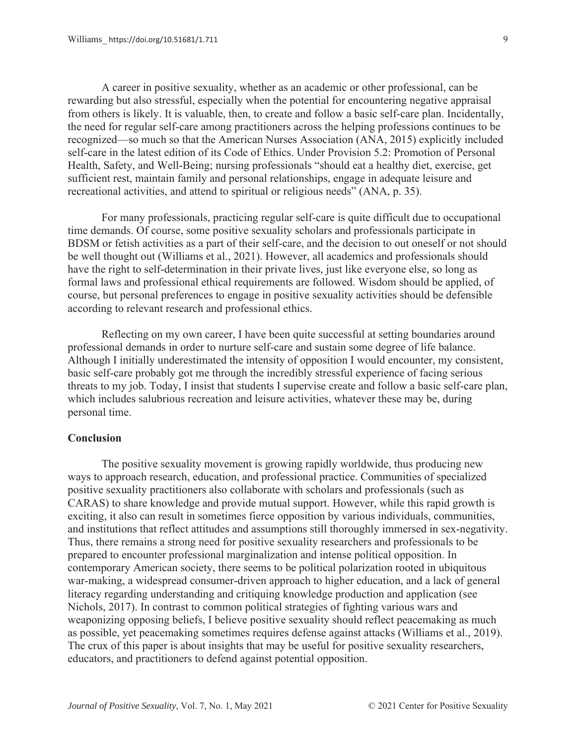A career in positive sexuality, whether as an academic or other professional, can be rewarding but also stressful, especially when the potential for encountering negative appraisal from others is likely. It is valuable, then, to create and follow a basic self-care plan. Incidentally, the need for regular self-care among practitioners across the helping professions continues to be recognized—so much so that the American Nurses Association (ANA, 2015) explicitly included self-care in the latest edition of its Code of Ethics. Under Provision 5.2: Promotion of Personal Health, Safety, and Well-Being; nursing professionals "should eat a healthy diet, exercise, get sufficient rest, maintain family and personal relationships, engage in adequate leisure and recreational activities, and attend to spiritual or religious needs" (ANA, p. 35).

For many professionals, practicing regular self-care is quite difficult due to occupational time demands. Of course, some positive sexuality scholars and professionals participate in BDSM or fetish activities as a part of their self-care, and the decision to out oneself or not should be well thought out (Williams et al., 2021). However, all academics and professionals should have the right to self-determination in their private lives, just like everyone else, so long as formal laws and professional ethical requirements are followed. Wisdom should be applied, of course, but personal preferences to engage in positive sexuality activities should be defensible according to relevant research and professional ethics.

Reflecting on my own career, I have been quite successful at setting boundaries around professional demands in order to nurture self-care and sustain some degree of life balance. Although I initially underestimated the intensity of opposition I would encounter, my consistent, basic self-care probably got me through the incredibly stressful experience of facing serious threats to my job. Today, I insist that students I supervise create and follow a basic self-care plan, which includes salubrious recreation and leisure activities, whatever these may be, during personal time.

## Conclusion

The positive sexuality movement is growing rapidly worldwide, thus producing new ways to approach research, education, and professional practice. Communities of specialized positive sexuality practitioners also collaborate with scholars and professionals (such as CARAS) to share knowledge and provide mutual support. However, while this rapid growth is exciting, it also can result in sometimes fierce opposition by various individuals, communities, and institutions that reflect attitudes and assumptions still thoroughly immersed in sex-negativity. Thus, there remains a strong need for positive sexuality researchers and professionals to be prepared to encounter professional marginalization and intense political opposition. In contemporary American society, there seems to be political polarization rooted in ubiquitous war-making, a widespread consumer-driven approach to higher education, and a lack of general literacy regarding understanding and critiquing knowledge production and application (see Nichols, 2017). In contrast to common political strategies of fighting various wars and weaponizing opposing beliefs, I believe positive sexuality should reflect peacemaking as much as possible, yet peacemaking sometimes requires defense against attacks (Williams et al., 2019). The crux of this paper is about insights that may be useful for positive sexuality researchers, educators, and practitioners to defend against potential opposition.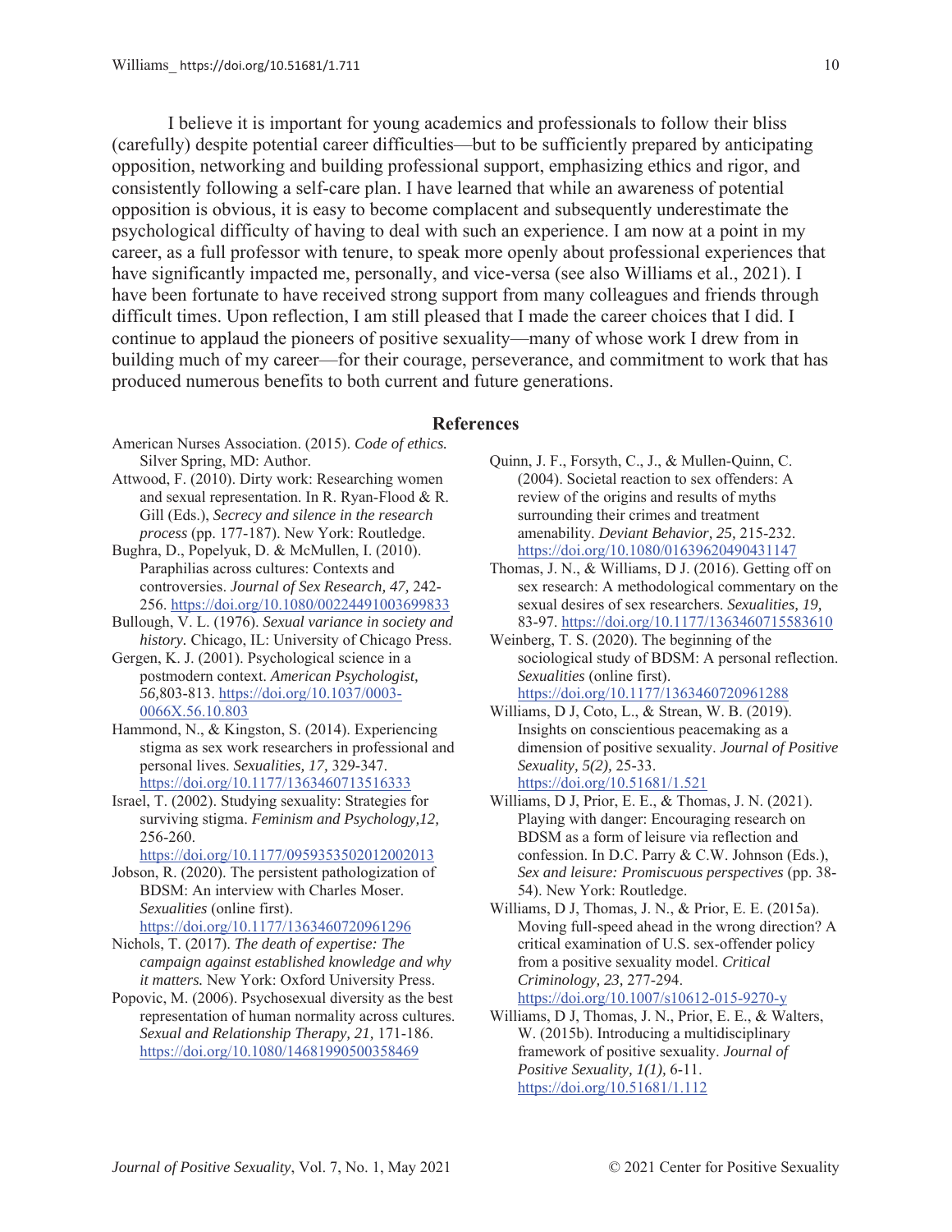I believe it is important for young academics and professionals to follow their bliss (carefully) despite potential career difficulties—but to be sufficiently prepared by anticipating opposition, networking and building professional support, emphasizing ethics and rigor, and consistently following a self-care plan. I have learned that while an awareness of potential opposition is obvious, it is easy to become complacent and subsequently underestimate the psychological difficulty of having to deal with such an experience. I am now at a point in my career, as a full professor with tenure, to speak more openly about professional experiences that have significantly impacted me, personally, and vice-versa (see also Williams et al., 2021). I have been fortunate to have received strong support from many colleagues and friends through difficult times. Upon reflection, I am still pleased that I made the career choices that I did. I continue to applaud the pioneers of positive sexuality—many of whose work I drew from in building much of my career—for their courage, perseverance, and commitment to work that has produced numerous benefits to both current and future generations.

## References

American Nurses Association. (2015). *Code of ethics.* Silver Spring, MD: Author.

Attwood, F. (2010). Dirty work: Researching women and sexual representation. In R. Ryan-Flood & R. Gill (Eds.), *Secrecy and silence in the research process* (pp. 177-187). New York: Routledge.

Bughra, D., Popelyuk, D. & McMullen, I. (2010). Paraphilias across cultures: Contexts and controversies. *Journal of Sex Research, 47,* 242-256. https://doi.org/10.1080/00224491003699833

Bullough, V. L. (1976). *Sexual variance in society and history.* Chicago, IL: University of Chicago Press.

Gergen, K. J. (2001). Psychological science in a postmodern context. *American Psychologist, 56,*803-813. https://doi.org/10.1037/0003-0066X.56.10.803

Hammond, N., & Kingston, S. (2014). Experiencing stigma as sex work researchers in professional and personal lives. *Sexualities, 17,* 329-347. https://doi.org/10.1177/1363460713516333

Israel, T. (2002). Studying sexuality: Strategies for surviving stigma. *Feminism and Psychology,12,* 256-260. https://doi.org/10.1177/0959353502012002013

Jobson, R. (2020). The persistent pathologization of BDSM: An interview with Charles Moser. *Sexualities* (online first). https://doi.org/10.1177/1363460720961296

Nichols, T. (2017). *The death of expertise: The campaign against established knowledge and why it matters.* New York: Oxford University Press.

Popovic, M. (2006). Psychosexual diversity as the best representation of human normality across cultures. *Sexual and Relationship Therapy, 21,* 171-186. https://doi.org/10.1080/14681990500358469

Quinn, J. F., Forsyth, C., J., & Mullen-Quinn, C. (2004). Societal reaction to sex offenders: A review of the origins and results of myths surrounding their crimes and treatment amenability. *Deviant Behavior, 25,* 215-232. https://doi.org/10.1080/01639620490431147

Thomas, J. N., & Williams, D J. (2016). Getting off on sex research: A methodological commentary on the sexual desires of sex researchers. *Sexualities, 19,* 83-97. https://doi.org/10.1177/1363460715583610

Weinberg, T. S. (2020). The beginning of the sociological study of BDSM: A personal reflection. *Sexualities* (online first). https://doi.org/10.1177/1363460720961288

Williams, D J, Coto, L., & Strean, W. B. (2019). Insights on conscientious peacemaking as a dimension of positive sexuality. *Journal of Positive Sexuality, 5(2),* 25-33. https://doi.org/10.51681/1.521

Williams, D J, Prior, E. E., & Thomas, J. N. (2021). Playing with danger: Encouraging research on BDSM as a form of leisure via reflection and confession. In D.C. Parry & C.W. Johnson (Eds.), *Sex and leisure: Promiscuous perspectives* (pp. 38-54). New York: Routledge.

Williams, D J, Thomas, J. N., & Prior, E. E. (2015a). Moving full-speed ahead in the wrong direction? A critical examination of U.S. sex-offender policy from a positive sexuality model. *Critical Criminology, 23,* 277-294. https://doi.org/10.1007/s10612-015-9270-y

Williams, D J, Thomas, J. N., Prior, E. E., & Walters, W. (2015b). Introducing a multidisciplinary framework of positive sexuality. *Journal of Positive Sexuality, 1(1),* 6-11. https://doi.org/10.51681/1.112